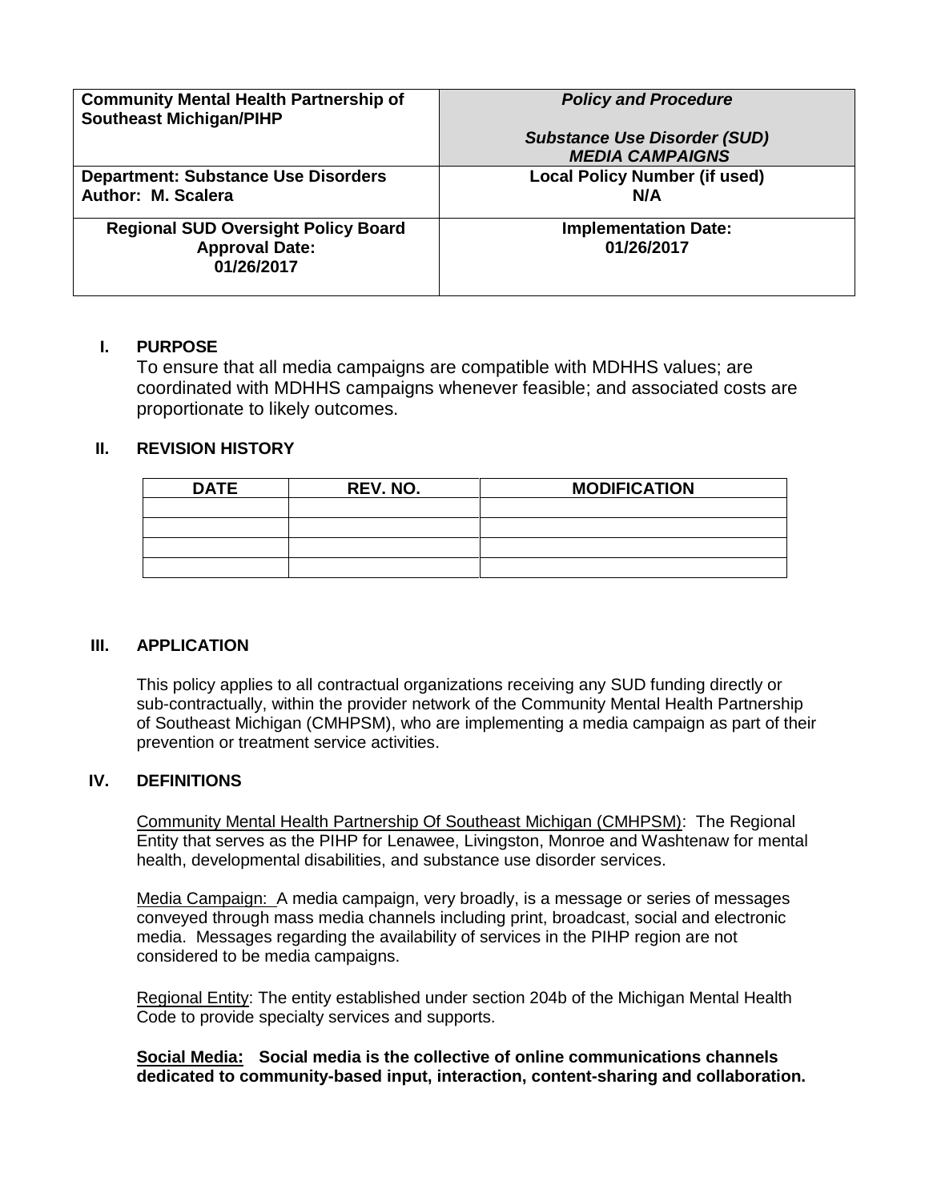| Community Mental Health Partnership of Southeast Michigan/PIHP | ***Policy and Procedure*** <br><br> ***Substance Use Disorder (SUD) MEDIA CAMPAIGNS*** |
|---|---|
| **Department: Substance Use Disorders** <br> **Author: M. Scalera** | **Local Policy Number (if used)** <br> **N/A** |
| **Regional SUD Oversight Policy Board Approval Date:** <br> **01/26/2017** | **Implementation Date:** <br> **01/26/2017** |

## I. PURPOSE

To ensure that all media campaigns are compatible with MDHHS values; are coordinated with MDHHS campaigns whenever feasible; and associated costs are proportionate to likely outcomes.

## II. REVISION HISTORY

| DATE | REV. NO. | MODIFICATION |
|---|---|---|
| | | |
| | | |
| | | |
| | | |

## III. APPLICATION

This policy applies to all contractual organizations receiving any SUD funding directly or sub-contractually, within the provider network of the Community Mental Health Partnership of Southeast Michigan (CMHPSM), who are implementing a media campaign as part of their prevention or treatment service activities.

## IV. DEFINITIONS

Community Mental Health Partnership Of Southeast Michigan (CMHPSM): The Regional Entity that serves as the PIHP for Lenawee, Livingston, Monroe and Washtenaw for mental health, developmental disabilities, and substance use disorder services.

Media Campaign: A media campaign, very broadly, is a message or series of messages conveyed through mass media channels including print, broadcast, social and electronic media. Messages regarding the availability of services in the PIHP region are not considered to be media campaigns.

Regional Entity: The entity established under section 204b of the Michigan Mental Health Code to provide specialty services and supports.

**Social Media: Social media is the collective of online communications channels dedicated to community-based input, interaction, content-sharing and collaboration.**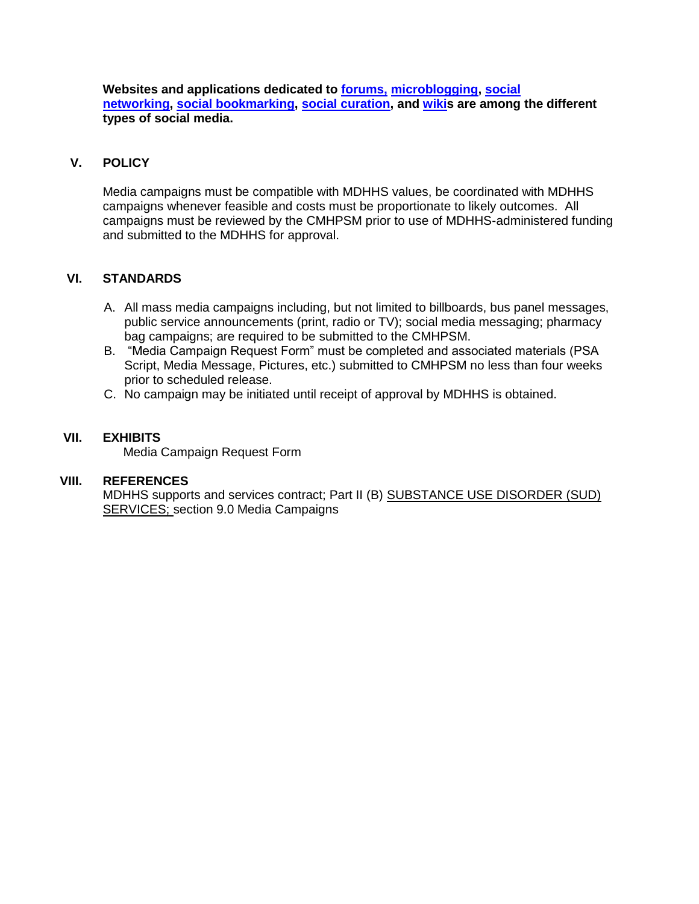**Websites and applications dedicated to forums, microblogging, social networking, social bookmarking, social curation, and wikis are among the different types of social media.**

## V. POLICY

Media campaigns must be compatible with MDHHS values, be coordinated with MDHHS campaigns whenever feasible and costs must be proportionate to likely outcomes. All campaigns must be reviewed by the CMHPSM prior to use of MDHHS-administered funding and submitted to the MDHHS for approval.

## VI. STANDARDS

A. All mass media campaigns including, but not limited to billboards, bus panel messages, public service announcements (print, radio or TV); social media messaging; pharmacy bag campaigns; are required to be submitted to the CMHPSM.

B. "Media Campaign Request Form" must be completed and associated materials (PSA Script, Media Message, Pictures, etc.) submitted to CMHPSM no less than four weeks prior to scheduled release.

C. No campaign may be initiated until receipt of approval by MDHHS is obtained.

## VII. EXHIBITS

Media Campaign Request Form

## VIII. REFERENCES

MDHHS supports and services contract; Part II (B) SUBSTANCE USE DISORDER (SUD) SERVICES; section 9.0 Media Campaigns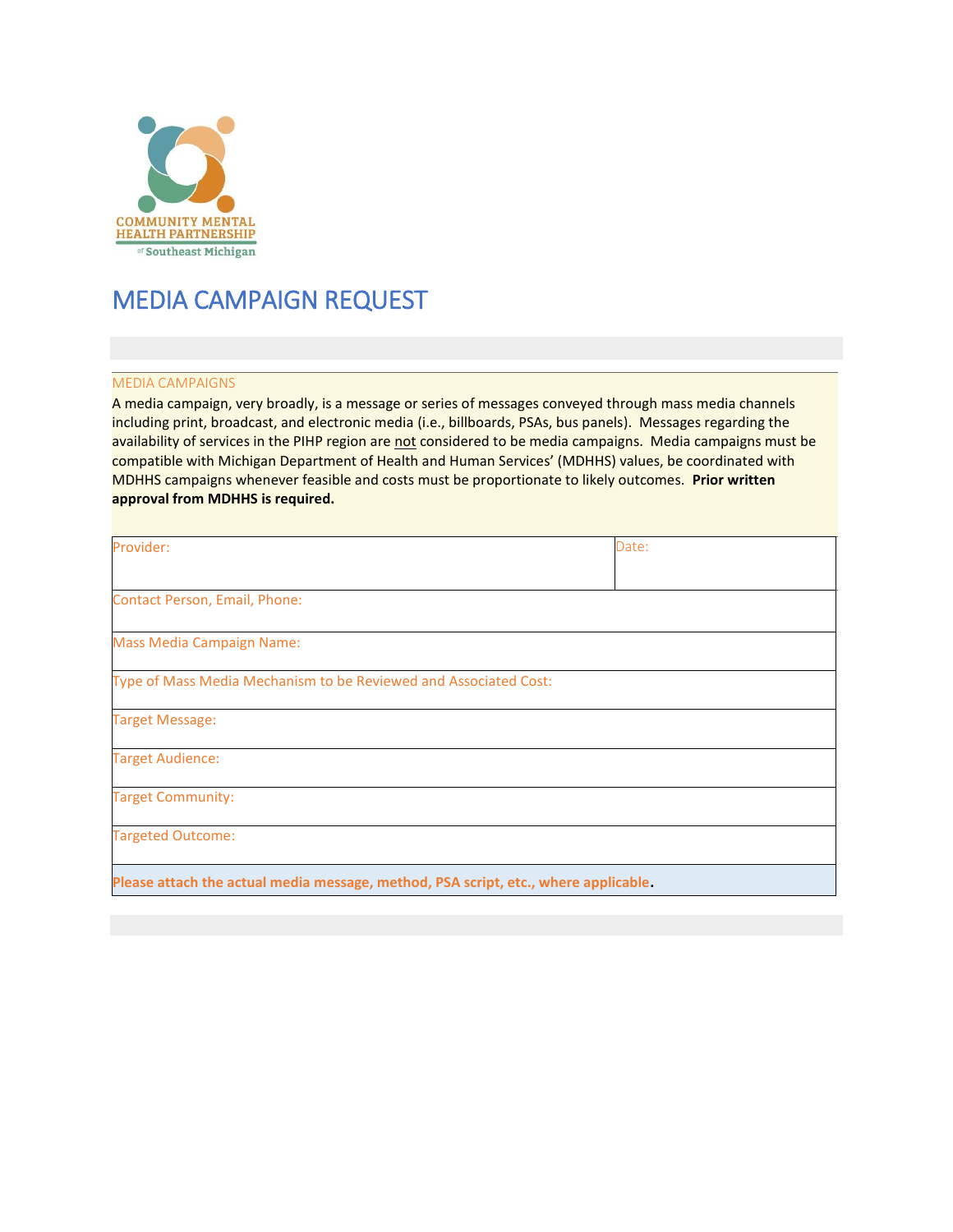COMMUNITY MENTAL HEALTH PARTNERSHIP of Southeast Michigan

# MEDIA CAMPAIGN REQUEST

## MEDIA CAMPAIGNS

A media campaign, very broadly, is a message or series of messages conveyed through mass media channels including print, broadcast, and electronic media (i.e., billboards, PSAs, bus panels). Messages regarding the availability of services in the PIHP region are not considered to be media campaigns. Media campaigns must be compatible with Michigan Department of Health and Human Services' (MDHHS) values, be coordinated with MDHHS campaigns whenever feasible and costs must be proportionate to likely outcomes. **Prior written approval from MDHHS is required.**

| | |
|---|---|
| Provider: | Date: |
| Contact Person, Email, Phone: | |
| Mass Media Campaign Name: | |
| Type of Mass Media Mechanism to be Reviewed and Associated Cost: | |
| Target Message: | |
| Target Audience: | |
| Target Community: | |
| Targeted Outcome: | |
| **Please attach the actual media message, method, PSA script, etc., where applicable.** | |